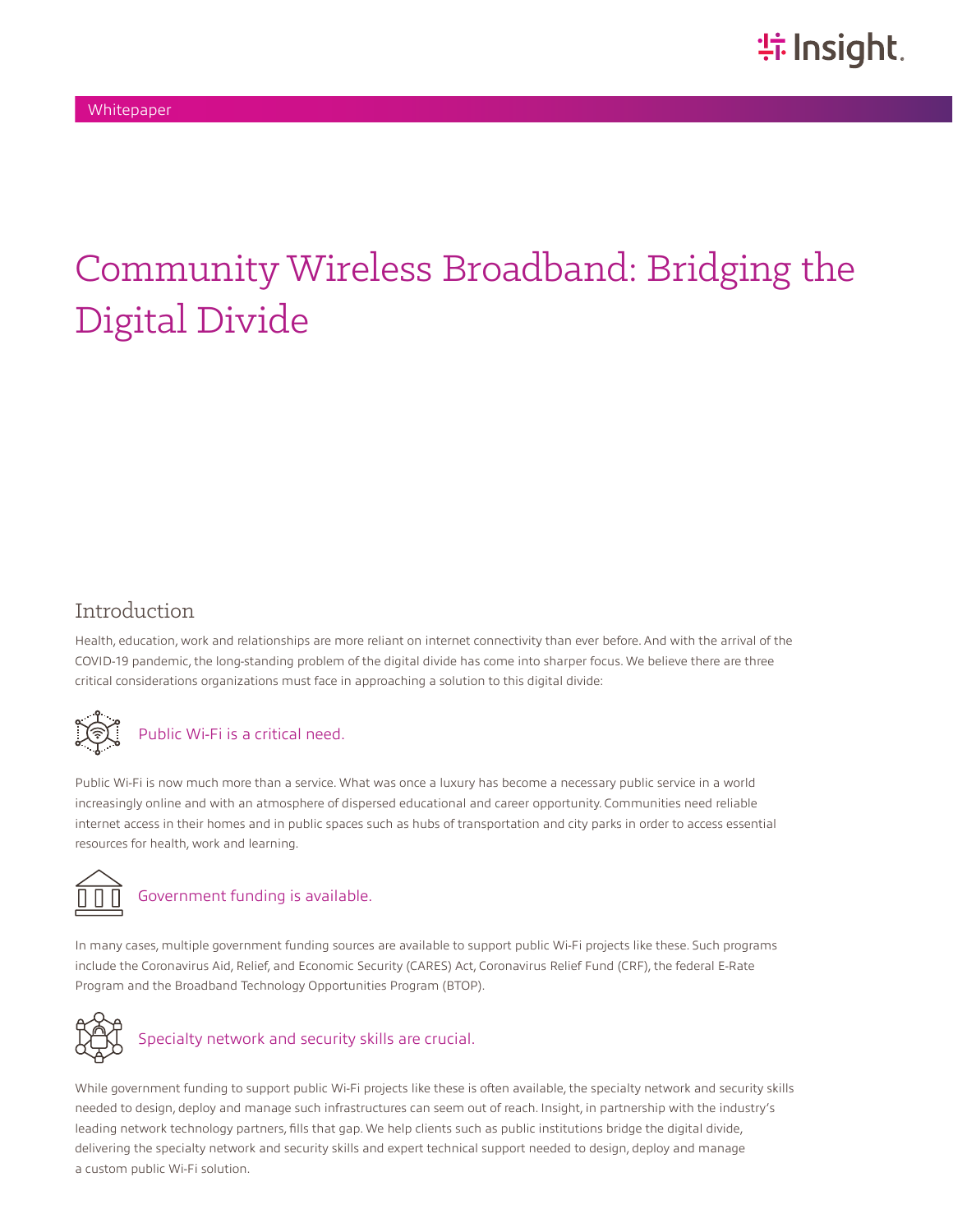Whitepaper

# Community Wireless Broadband: Bridging the Digital Divide

## Introduction

Health, education, work and relationships are more reliant on internet connectivity than ever before. And with the arrival of the COVID-19 pandemic, the long-standing problem of the digital divide has come into sharper focus. We believe there are three critical considerations organizations must face in approaching a solution to this digital divide:

### Public Wi-Fi is a critical need.

Public Wi-Fi is now much more than a service. What was once a luxury has become a necessary public service in a world increasingly online and with an atmosphere of dispersed educational and career opportunity. Communities need reliable internet access in their homes and in public spaces such as hubs of transportation and city parks in order to access essential resources for health, work and learning.

### Government funding is available.

In many cases, multiple government funding sources are available to support public Wi-Fi projects like these. Such programs include the Coronavirus Aid, Relief, and Economic Security (CARES) Act, Coronavirus Relief Fund (CRF), the federal E-Rate Program and the Broadband Technology Opportunities Program (BTOP).

### Specialty network and security skills are crucial.

While government funding to support public Wi-Fi projects like these is often available, the specialty network and security skills needed to design, deploy and manage such infrastructures can seem out of reach. Insight, in partnership with the industry's leading network technology partners, fills that gap. We help clients such as public institutions bridge the digital divide, delivering the specialty network and security skills and expert technical support needed to design, deploy and manage a custom public Wi-Fi solution.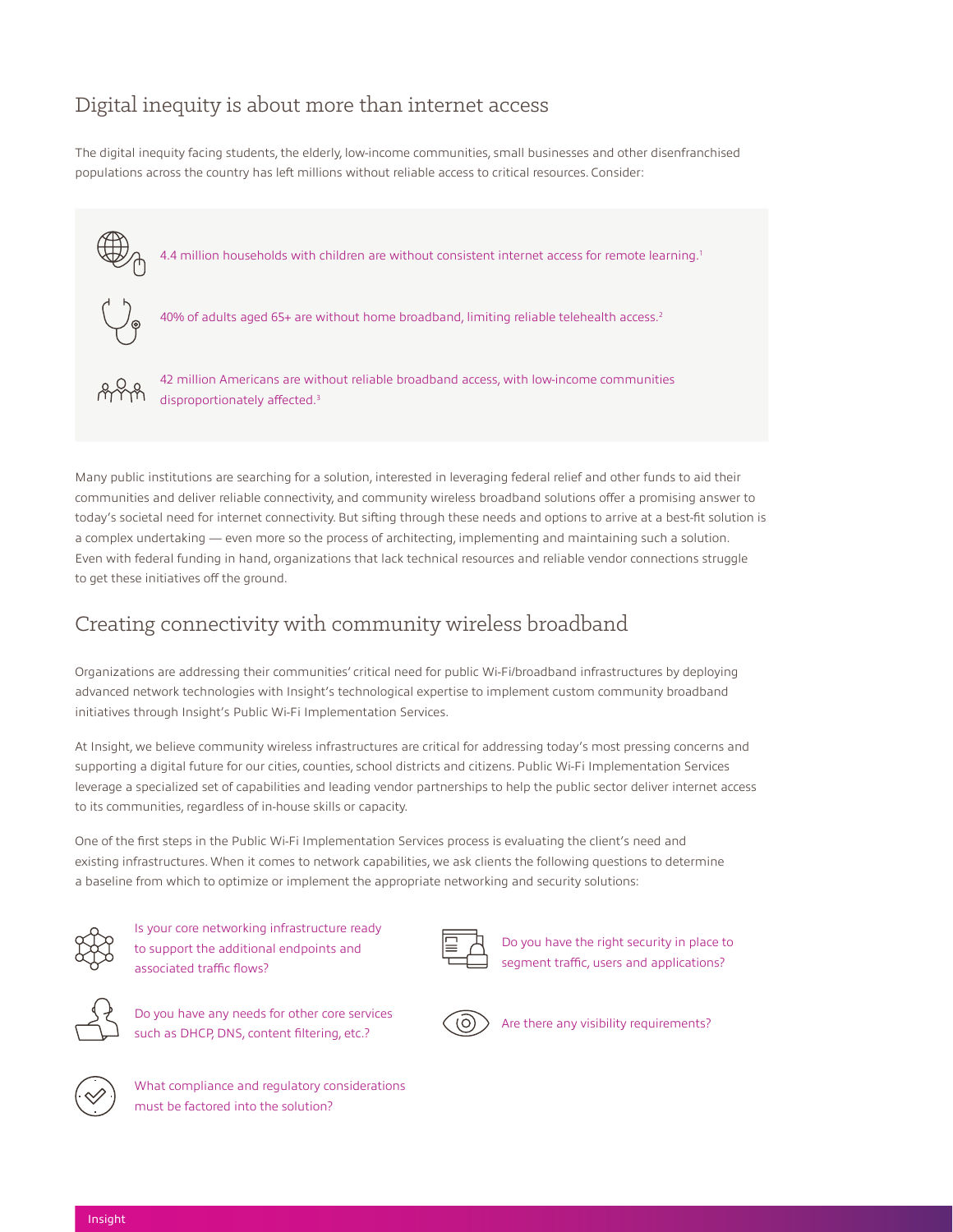## Digital inequity is about more than internet access

The digital inequity facing students, the elderly, low-income communities, small businesses and other disenfranchised populations across the country has left millions without reliable access to critical resources. Consider:

- 4.4 million households with children are without consistent internet access for remote learning.[1]
- 40% of adults aged 65+ are without home broadband, limiting reliable telehealth access.[2]
- 42 million Americans are without reliable broadband access, with low-income communities disproportionately affected.[3]

Many public institutions are searching for a solution, interested in leveraging federal relief and other funds to aid their communities and deliver reliable connectivity, and community wireless broadband solutions offer a promising answer to today's societal need for internet connectivity. But sifting through these needs and options to arrive at a best-fit solution is a complex undertaking — even more so the process of architecting, implementing and maintaining such a solution. Even with federal funding in hand, organizations that lack technical resources and reliable vendor connections struggle to get these initiatives off the ground.

## Creating connectivity with community wireless broadband

Organizations are addressing their communities' critical need for public Wi-Fi/broadband infrastructures by deploying advanced network technologies with Insight's technological expertise to implement custom community broadband initiatives through Insight's Public Wi-Fi Implementation Services.

At Insight, we believe community wireless infrastructures are critical for addressing today's most pressing concerns and supporting a digital future for our cities, counties, school districts and citizens. Public Wi-Fi Implementation Services leverage a specialized set of capabilities and leading vendor partnerships to help the public sector deliver internet access to its communities, regardless of in-house skills or capacity.

One of the first steps in the Public Wi-Fi Implementation Services process is evaluating the client's need and existing infrastructures. When it comes to network capabilities, we ask clients the following questions to determine a baseline from which to optimize or implement the appropriate networking and security solutions:

- Is your core networking infrastructure ready to support the additional endpoints and associated traffic flows?
- Do you have any needs for other core services such as DHCP, DNS, content filtering, etc.?
- What compliance and regulatory considerations must be factored into the solution?
- Do you have the right security in place to segment traffic, users and applications?
- Are there any visibility requirements?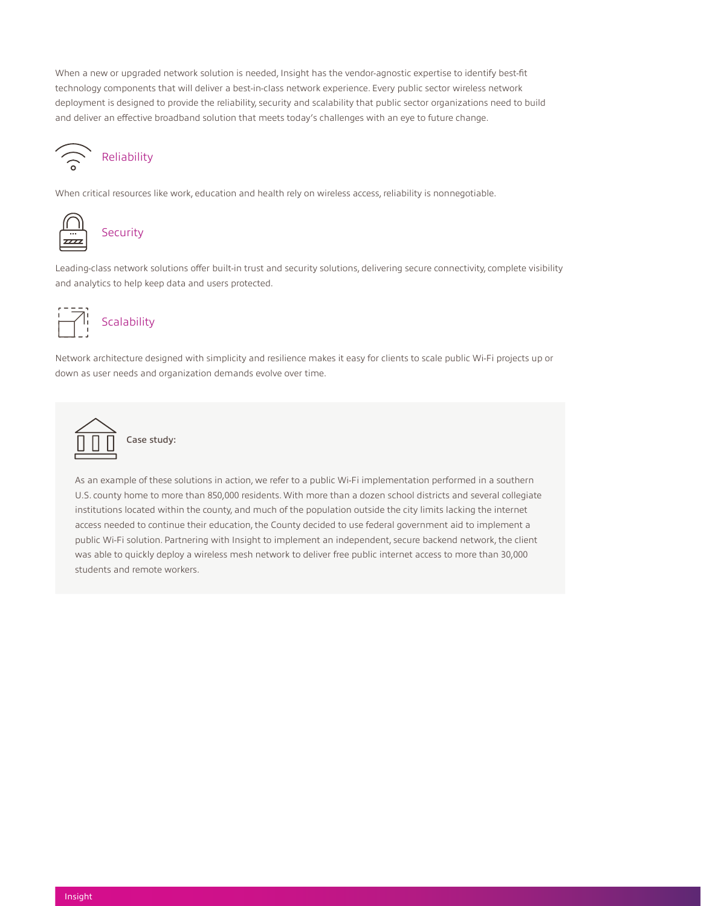When a new or upgraded network solution is needed, Insight has the vendor-agnostic expertise to identify best-fit technology components that will deliver a best-in-class network experience. Every public sector wireless network deployment is designed to provide the reliability, security and scalability that public sector organizations need to build and deliver an effective broadband solution that meets today's challenges with an eye to future change.

### Reliability

When critical resources like work, education and health rely on wireless access, reliability is nonnegotiable.

### Security

Leading-class network solutions offer built-in trust and security solutions, delivering secure connectivity, complete visibility and analytics to help keep data and users protected.

### Scalability

Network architecture designed with simplicity and resilience makes it easy for clients to scale public Wi-Fi projects up or down as user needs and organization demands evolve over time.

### Case study:

As an example of these solutions in action, we refer to a public Wi-Fi implementation performed in a southern U.S. county home to more than 850,000 residents. With more than a dozen school districts and several collegiate institutions located within the county, and much of the population outside the city limits lacking the internet access needed to continue their education, the County decided to use federal government aid to implement a public Wi-Fi solution. Partnering with Insight to implement an independent, secure backend network, the client was able to quickly deploy a wireless mesh network to deliver free public internet access to more than 30,000 students and remote workers.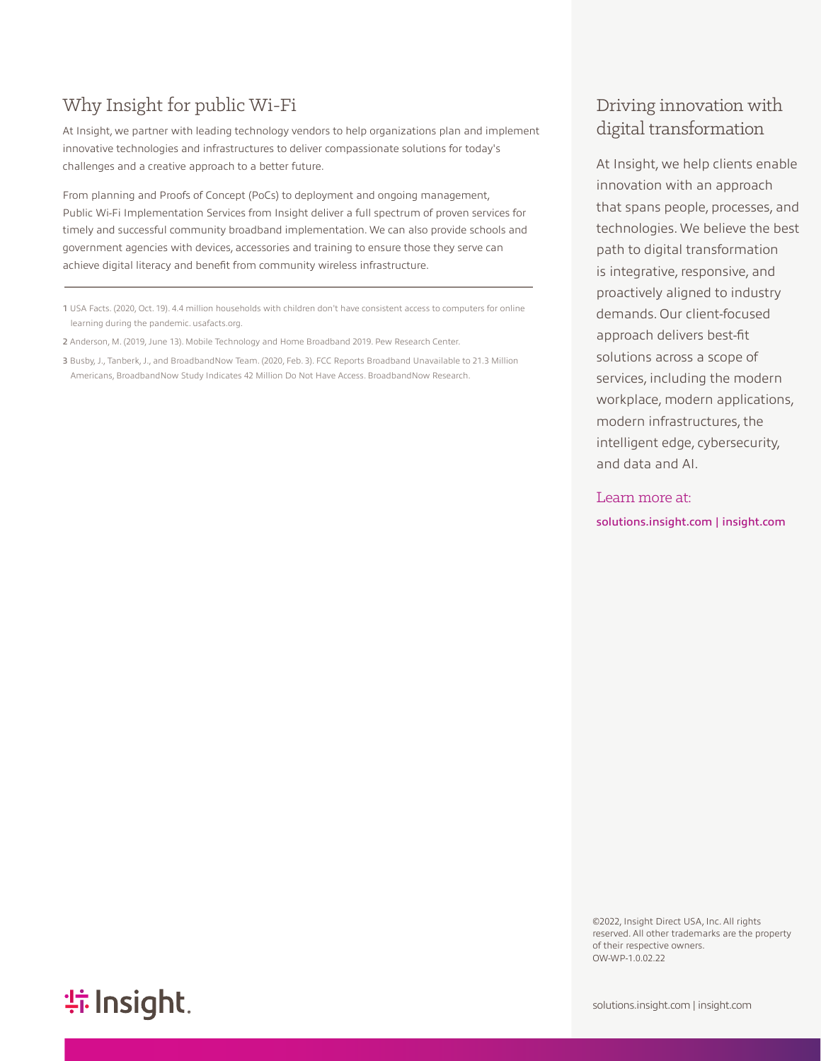## Why Insight for public Wi-Fi

At Insight, we partner with leading technology vendors to help organizations plan and implement innovative technologies and infrastructures to deliver compassionate solutions for today's challenges and a creative approach to a better future.

From planning and Proofs of Concept (PoCs) to deployment and ongoing management, Public Wi-Fi Implementation Services from Insight deliver a full spectrum of proven services for timely and successful community broadband implementation. We can also provide schools and government agencies with devices, accessories and training to ensure those they serve can achieve digital literacy and benefit from community wireless infrastructure.

---

1 USA Facts. (2020, Oct. 19). 4.4 million households with children don't have consistent access to computers for online learning during the pandemic. usafacts.org.

2 Anderson, M. (2019, June 13). Mobile Technology and Home Broadband 2019. Pew Research Center.

3 Busby, J., Tanberk, J., and BroadbandNow Team. (2020, Feb. 3). FCC Reports Broadband Unavailable to 21.3 Million Americans, BroadbandNow Study Indicates 42 Million Do Not Have Access. BroadbandNow Research.

## Driving innovation with digital transformation

At Insight, we help clients enable innovation with an approach that spans people, processes, and technologies. We believe the best path to digital transformation is integrative, responsive, and proactively aligned to industry demands. Our client-focused approach delivers best-fit solutions across a scope of services, including the modern workplace, modern applications, modern infrastructures, the intelligent edge, cybersecurity, and data and AI.

Learn more at:

solutions.insight.com | insight.com

©2022, Insight Direct USA, Inc. All rights reserved. All other trademarks are the property of their respective owners.
OW-WP-1.0.02.22

Insight.

solutions.insight.com | insight.com